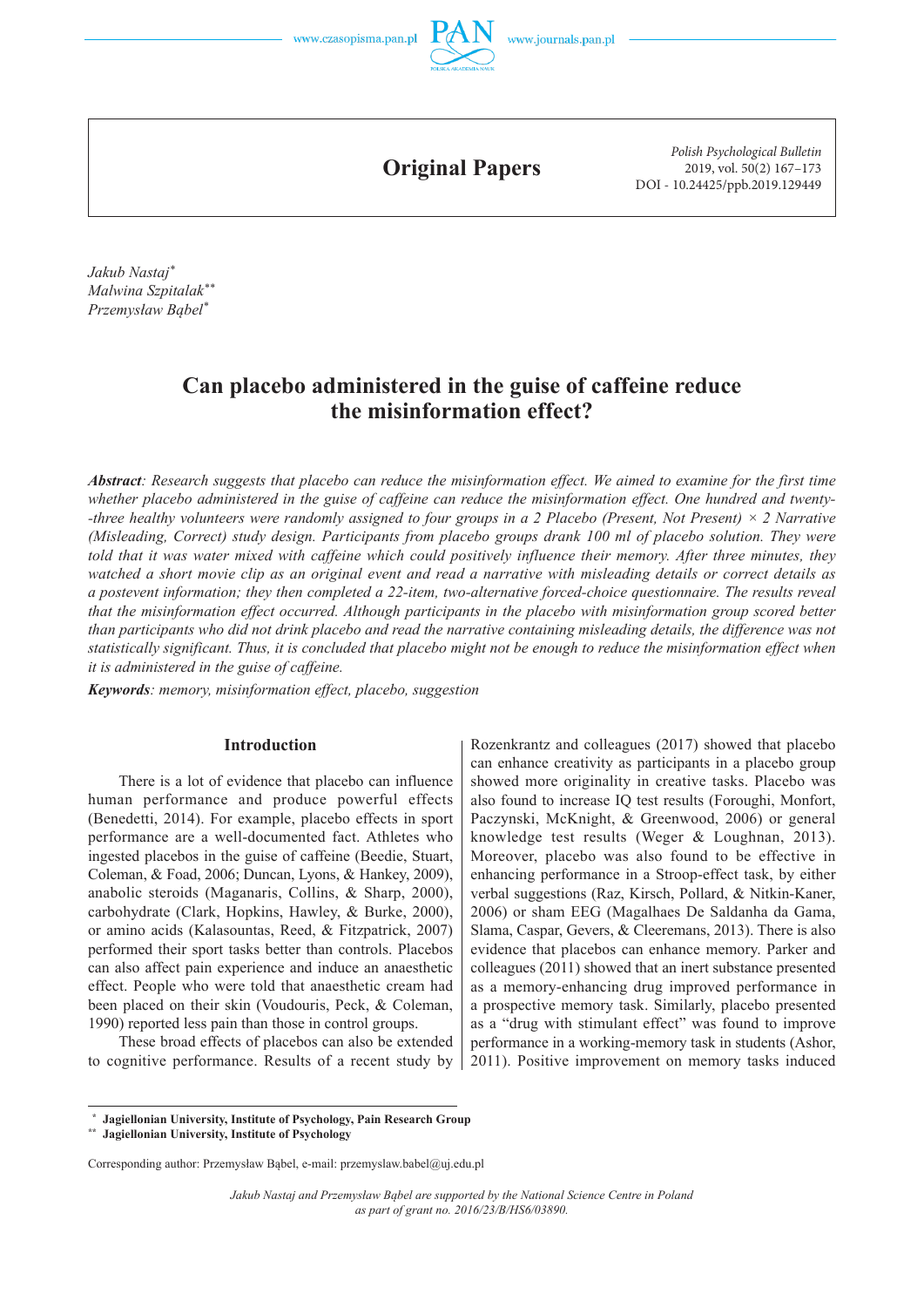# Original Papers

Jakub Nastaj[*]
Malwina Szpitalak[**]
Przemysław Bąbel[*]

## Can placebo administered in the guise of caffeine reduce the misinformation effect?

***Abstract**: Research suggests that placebo can reduce the misinformation effect. We aimed to examine for the first time whether placebo administered in the guise of caffeine can reduce the misinformation effect. One hundred and twenty--three healthy volunteers were randomly assigned to four groups in a 2 Placebo (Present, Not Present) × 2 Narrative (Misleading, Correct) study design. Participants from placebo groups drank 100 ml of placebo solution. They were told that it was water mixed with caffeine which could positively influence their memory. After three minutes, they watched a short movie clip as an original event and read a narrative with misleading details or correct details as a postevent information; they then completed a 22-item, two-alternative forced-choice questionnaire. The results reveal that the misinformation effect occurred. Although participants in the placebo with misinformation group scored better than participants who did not drink placebo and read the narrative containing misleading details, the difference was not statistically significant. Thus, it is concluded that placebo might not be enough to reduce the misinformation effect when it is administered in the guise of caffeine.*

***Keywords**: memory, misinformation effect, placebo, suggestion*

### Introduction

There is a lot of evidence that placebo can influence human performance and produce powerful effects (Benedetti, 2014). For example, placebo effects in sport performance are a well-documented fact. Athletes who ingested placebos in the guise of caffeine (Beedie, Stuart, Coleman, & Foad, 2006; Duncan, Lyons, & Hankey, 2009), anabolic steroids (Maganaris, Collins, & Sharp, 2000), carbohydrate (Clark, Hopkins, Hawley, & Burke, 2000), or amino acids (Kalasountas, Reed, & Fitzpatrick, 2007) performed their sport tasks better than controls. Placebos can also affect pain experience and induce an anaesthetic effect. People who were told that anaesthetic cream had been placed on their skin (Voudouris, Peck, & Coleman, 1990) reported less pain than those in control groups.

These broad effects of placebos can also be extended to cognitive performance. Results of a recent study by Rozenkrantz and colleagues (2017) showed that placebo can enhance creativity as participants in a placebo group showed more originality in creative tasks. Placebo was also found to increase IQ test results (Foroughi, Monfort, Paczynski, McKnight, & Greenwood, 2006) or general knowledge test results (Weger & Loughnan, 2013). Moreover, placebo was also found to be effective in enhancing performance in a Stroop-effect task, by either verbal suggestions (Raz, Kirsch, Pollard, & Nitkin-Kaner, 2006) or sham EEG (Magalhaes De Saldanha da Gama, Slama, Caspar, Gevers, & Cleeremans, 2013). There is also evidence that placebos can enhance memory. Parker and colleagues (2011) showed that an inert substance presented as a memory-enhancing drug improved performance in a prospective memory task. Similarly, placebo presented as a "drug with stimulant effect" was found to improve performance in a working-memory task in students (Ashor, 2011). Positive improvement on memory tasks induced

---

[*] Jagiellonian University, Institute of Psychology, Pain Research Group
[**] Jagiellonian University, Institute of Psychology

Corresponding author: Przemysław Bąbel, e-mail: przemyslaw.babel@uj.edu.pl

*Jakub Nastaj and Przemysław Bąbel are supported by the National Science Centre in Poland as part of grant no. 2016/23/B/HS6/03890.*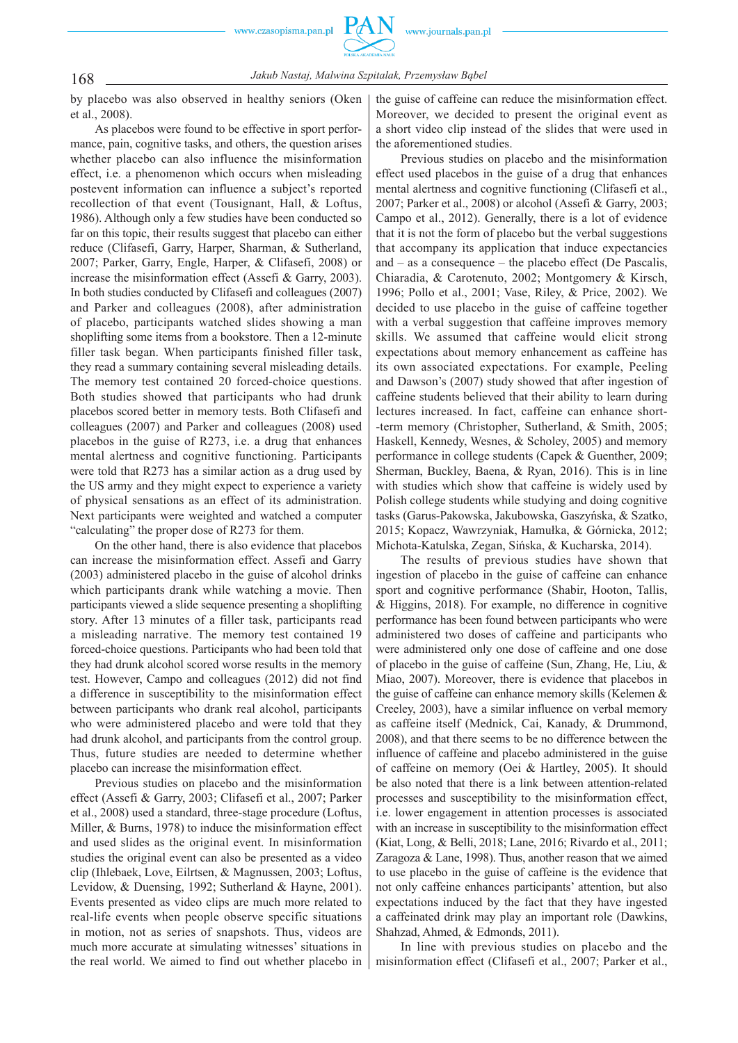by placebo was also observed in healthy seniors (Oken et al., 2008).

As placebos were found to be effective in sport performance, pain, cognitive tasks, and others, the question arises whether placebo can also influence the misinformation effect, i.e. a phenomenon which occurs when misleading postevent information can influence a subject's reported recollection of that event (Tousignant, Hall, & Loftus, 1986). Although only a few studies have been conducted so far on this topic, their results suggest that placebo can either reduce (Clifasefi, Garry, Harper, Sharman, & Sutherland, 2007; Parker, Garry, Engle, Harper, & Clifasefi, 2008) or increase the misinformation effect (Assefi & Garry, 2003). In both studies conducted by Clifasefi and colleagues (2007) and Parker and colleagues (2008), after administration of placebo, participants watched slides showing a man shoplifting some items from a bookstore. Then a 12-minute filler task began. When participants finished filler task, they read a summary containing several misleading details. The memory test contained 20 forced-choice questions. Both studies showed that participants who had drunk placebos scored better in memory tests. Both Clifasefi and colleagues (2007) and Parker and colleagues (2008) used placebos in the guise of R273, i.e. a drug that enhances mental alertness and cognitive functioning. Participants were told that R273 has a similar action as a drug used by the US army and they might expect to experience a variety of physical sensations as an effect of its administration. Next participants were weighted and watched a computer "calculating" the proper dose of R273 for them.

On the other hand, there is also evidence that placebos can increase the misinformation effect. Assefi and Garry (2003) administered placebo in the guise of alcohol drinks which participants drank while watching a movie. Then participants viewed a slide sequence presenting a shoplifting story. After 13 minutes of a filler task, participants read a misleading narrative. The memory test contained 19 forced-choice questions. Participants who had been told that they had drunk alcohol scored worse results in the memory test. However, Campo and colleagues (2012) did not find a difference in susceptibility to the misinformation effect between participants who drank real alcohol, participants who were administered placebo and were told that they had drunk alcohol, and participants from the control group. Thus, future studies are needed to determine whether placebo can increase the misinformation effect.

Previous studies on placebo and the misinformation effect (Assefi & Garry, 2003; Clifasefi et al., 2007; Parker et al., 2008) used a standard, three-stage procedure (Loftus, Miller, & Burns, 1978) to induce the misinformation effect and used slides as the original event. In misinformation studies the original event can also be presented as a video clip (Ihlebaek, Love, Eilrtsen, & Magnussen, 2003; Loftus, Levidow, & Duensing, 1992; Sutherland & Hayne, 2001). Events presented as video clips are much more related to real-life events when people observe specific situations in motion, not as series of snapshots. Thus, videos are much more accurate at simulating witnesses' situations in the real world. We aimed to find out whether placebo in the guise of caffeine can reduce the misinformation effect. Moreover, we decided to present the original event as a short video clip instead of the slides that were used in the aforementioned studies.

Previous studies on placebo and the misinformation effect used placebos in the guise of a drug that enhances mental alertness and cognitive functioning (Clifasefi et al., 2007; Parker et al., 2008) or alcohol (Assefi & Garry, 2003; Campo et al., 2012). Generally, there is a lot of evidence that it is not the form of placebo but the verbal suggestions that accompany its application that induce expectancies and – as a consequence – the placebo effect (De Pascalis, Chiaradia, & Carotenuto, 2002; Montgomery & Kirsch, 1996; Pollo et al., 2001; Vase, Riley, & Price, 2002). We decided to use placebo in the guise of caffeine together with a verbal suggestion that caffeine improves memory skills. We assumed that caffeine would elicit strong expectations about memory enhancement as caffeine has its own associated expectations. For example, Peeling and Dawson's (2007) study showed that after ingestion of caffeine students believed that their ability to learn during lectures increased. In fact, caffeine can enhance short-term memory (Christopher, Sutherland, & Smith, 2005; Haskell, Kennedy, Wesnes, & Scholey, 2005) and memory performance in college students (Capek & Guenther, 2009; Sherman, Buckley, Baena, & Ryan, 2016). This is in line with studies which show that caffeine is widely used by Polish college students while studying and doing cognitive tasks (Garus-Pakowska, Jakubowska, Gaszyńska, & Szatko, 2015; Kopacz, Wawrzyniak, Hamułka, & Górnicka, 2012; Michota-Katulska, Zegan, Sińska, & Kucharska, 2014).

The results of previous studies have shown that ingestion of placebo in the guise of caffeine can enhance sport and cognitive performance (Shabir, Hooton, Tallis, & Higgins, 2018). For example, no difference in cognitive performance has been found between participants who were administered two doses of caffeine and participants who were administered only one dose of caffeine and one dose of placebo in the guise of caffeine (Sun, Zhang, He, Liu, & Miao, 2007). Moreover, there is evidence that placebos in the guise of caffeine can enhance memory skills (Kelemen & Creeley, 2003), have a similar influence on verbal memory as caffeine itself (Mednick, Cai, Kanady, & Drummond, 2008), and that there seems to be no difference between the influence of caffeine and placebo administered in the guise of caffeine on memory (Oei & Hartley, 2005). It should be also noted that there is a link between attention-related processes and susceptibility to the misinformation effect, i.e. lower engagement in attention processes is associated with an increase in susceptibility to the misinformation effect (Kiat, Long, & Belli, 2018; Lane, 2016; Rivardo et al., 2011; Zaragoza & Lane, 1998). Thus, another reason that we aimed to use placebo in the guise of caffeine is the evidence that not only caffeine enhances participants' attention, but also expectations induced by the fact that they have ingested a caffeinated drink may play an important role (Dawkins, Shahzad, Ahmed, & Edmonds, 2011).

In line with previous studies on placebo and the misinformation effect (Clifasefi et al., 2007; Parker et al.,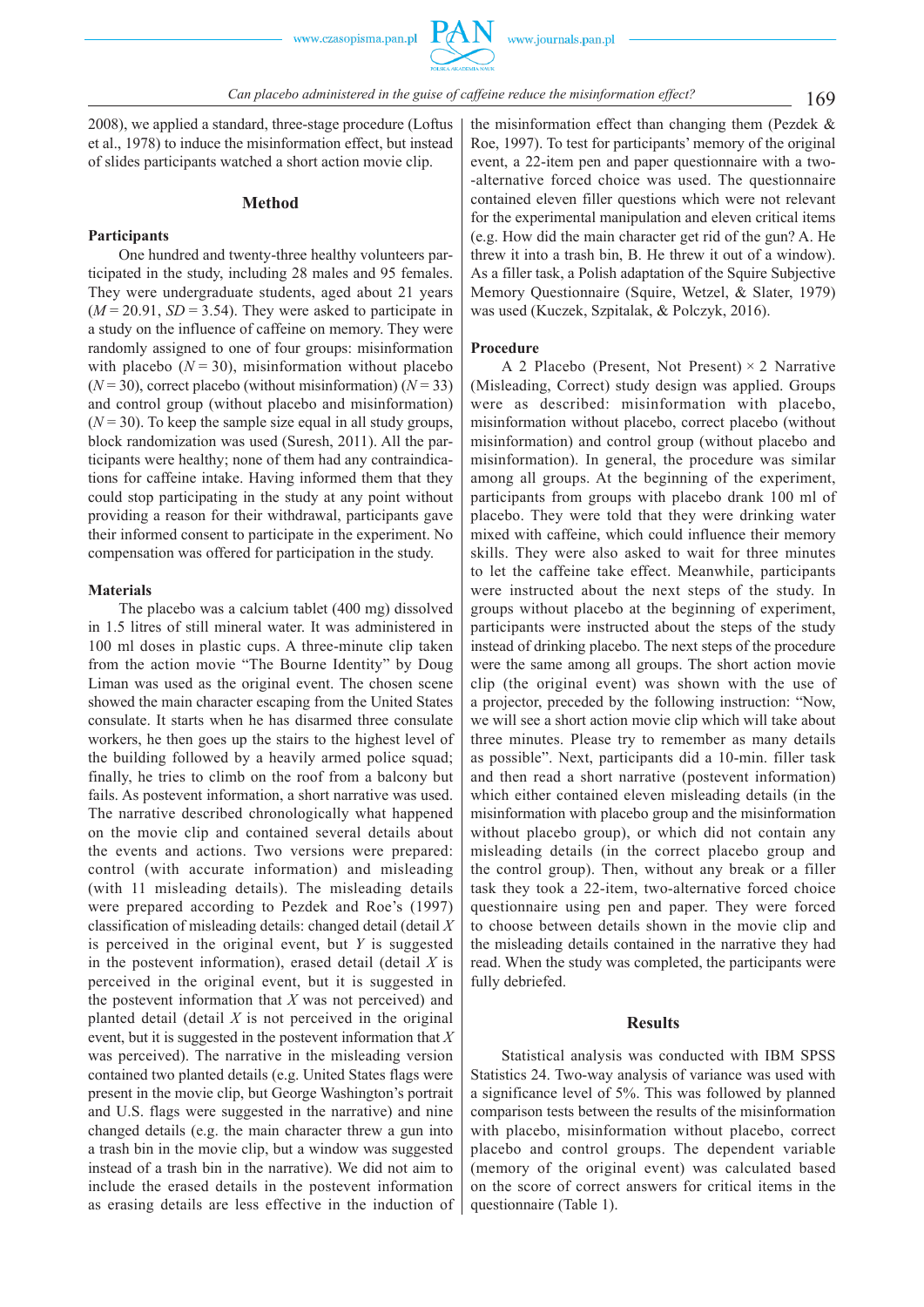2008), we applied a standard, three-stage procedure (Loftus et al., 1978) to induce the misinformation effect, but instead of slides participants watched a short action movie clip.

## Method

### Participants

One hundred and twenty-three healthy volunteers participated in the study, including 28 males and 95 females. They were undergraduate students, aged about 21 years ($M = 20.91$, $SD = 3.54$). They were asked to participate in a study on the influence of caffeine on memory. They were randomly assigned to one of four groups: misinformation with placebo ($N = 30$), misinformation without placebo ($N = 30$), correct placebo (without misinformation) ($N = 33$) and control group (without placebo and misinformation) ($N = 30$). To keep the sample size equal in all study groups, block randomization was used (Suresh, 2011). All the participants were healthy; none of them had any contraindications for caffeine intake. Having informed them that they could stop participating in the study at any point without providing a reason for their withdrawal, participants gave their informed consent to participate in the experiment. No compensation was offered for participation in the study.

### Materials

The placebo was a calcium tablet (400 mg) dissolved in 1.5 litres of still mineral water. It was administered in 100 ml doses in plastic cups. A three-minute clip taken from the action movie "The Bourne Identity" by Doug Liman was used as the original event. The chosen scene showed the main character escaping from the United States consulate. It starts when he has disarmed three consulate workers, he then goes up the stairs to the highest level of the building followed by a heavily armed police squad; finally, he tries to climb on the roof from a balcony but fails. As postevent information, a short narrative was used. The narrative described chronologically what happened on the movie clip and contained several details about the events and actions. Two versions were prepared: control (with accurate information) and misleading (with 11 misleading details). The misleading details were prepared according to Pezdek and Roe's (1997) classification of misleading details: changed detail (detail *X* is perceived in the original event, but *Y* is suggested in the postevent information), erased detail (detail *X* is perceived in the original event, but it is suggested in the postevent information that *X* was not perceived) and planted detail (detail *X* is not perceived in the original event, but it is suggested in the postevent information that *X* was perceived). The narrative in the misleading version contained two planted details (e.g. United States flags were present in the movie clip, but George Washington's portrait and U.S. flags were suggested in the narrative) and nine changed details (e.g. the main character threw a gun into a trash bin in the movie clip, but a window was suggested instead of a trash bin in the narrative). We did not aim to include the erased details in the postevent information as erasing details are less effective in the induction of the misinformation effect than changing them (Pezdek & Roe, 1997). To test for participants' memory of the original event, a 22-item pen and paper questionnaire with a two-alternative forced choice was used. The questionnaire contained eleven filler questions which were not relevant for the experimental manipulation and eleven critical items (e.g. How did the main character get rid of the gun? A. He threw it into a trash bin, B. He threw it out of a window). As a filler task, a Polish adaptation of the Squire Subjective Memory Questionnaire (Squire, Wetzel, & Slater, 1979) was used (Kuczek, Szpitalak, & Polczyk, 2016).

### Procedure

A 2 Placebo (Present, Not Present) × 2 Narrative (Misleading, Correct) study design was applied. Groups were as described: misinformation with placebo, misinformation without placebo, correct placebo (without misinformation) and control group (without placebo and misinformation). In general, the procedure was similar among all groups. At the beginning of the experiment, participants from groups with placebo drank 100 ml of placebo. They were told that they were drinking water mixed with caffeine, which could influence their memory skills. They were also asked to wait for three minutes to let the caffeine take effect. Meanwhile, participants were instructed about the next steps of the study. In groups without placebo at the beginning of experiment, participants were instructed about the steps of the study instead of drinking placebo. The next steps of the procedure were the same among all groups. The short action movie clip (the original event) was shown with the use of a projector, preceded by the following instruction: "Now, we will see a short action movie clip which will take about three minutes. Please try to remember as many details as possible". Next, participants did a 10-min. filler task and then read a short narrative (postevent information) which either contained eleven misleading details (in the misinformation with placebo group and the misinformation without placebo group), or which did not contain any misleading details (in the correct placebo group and the control group). Then, without any break or a filler task they took a 22-item, two-alternative forced choice questionnaire using pen and paper. They were forced to choose between details shown in the movie clip and the misleading details contained in the narrative they had read. When the study was completed, the participants were fully debriefed.

## Results

Statistical analysis was conducted with IBM SPSS Statistics 24. Two-way analysis of variance was used with a significance level of 5%. This was followed by planned comparison tests between the results of the misinformation with placebo, misinformation without placebo, correct placebo and control groups. The dependent variable (memory of the original event) was calculated based on the score of correct answers for critical items in the questionnaire (Table 1).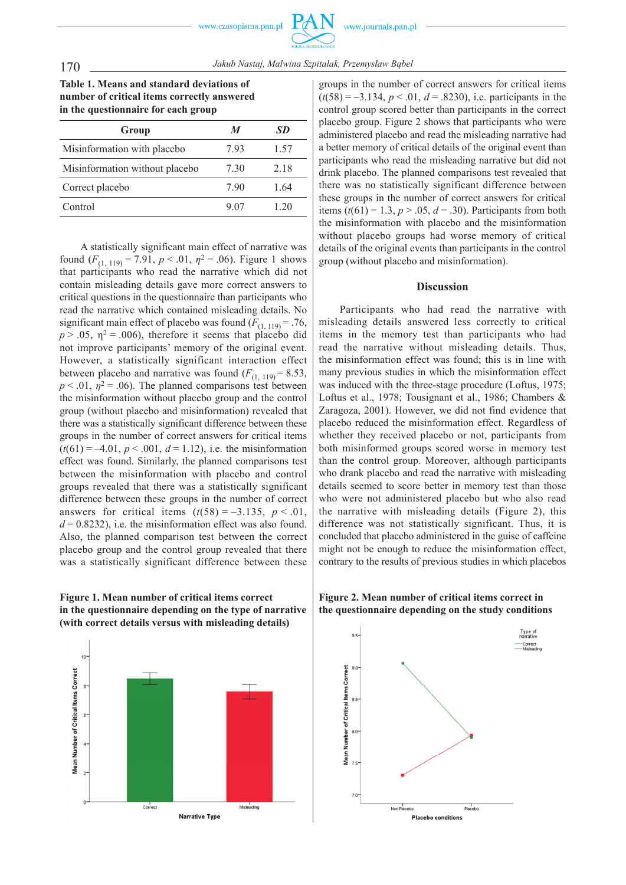**Table 1. Means and standard deviations of number of critical items correctly answered in the questionnaire for each group**

| Group | *M* | *SD* |
|---|---|---|
| Misinformation with placebo | 7.93 | 1.57 |
| Misinformation without placebo | 7.30 | 2.18 |
| Correct placebo | 7.90 | 1.64 |
| Control | 9.07 | 1.20 |

A statistically significant main effect of narrative was found ($F_{(1, 119)} = 7.91$, $p < .01$, $\eta^2 = .06$). Figure 1 shows that participants who read the narrative which did not contain misleading details gave more correct answers to critical questions in the questionnaire than participants who read the narrative which contained misleading details. No significant main effect of placebo was found ($F_{(1, 119)} = .76$, $p > .05$, $\eta^2 = .006$), therefore it seems that placebo did not improve participants' memory of the original event. However, a statistically significant interaction effect between placebo and narrative was found ($F_{(1, 119)} = 8.53$, $p < .01$, $\eta^2 = .06$). The planned comparisons test between the misinformation without placebo group and the control group (without placebo and misinformation) revealed that there was a statistically significant difference between these groups in the number of correct answers for critical items ($t(61) = –4.01$, $p < .001$, $d = 1.12$), i.e. the misinformation effect was found. Similarly, the planned comparisons test between the misinformation with placebo and control groups revealed that there was a statistically significant difference between these groups in the number of correct answers for critical items ($t(58) = –3.135$, $p < .01$, $d = 0.8232$), i.e. the misinformation effect was also found. Also, the planned comparison test between the correct placebo group and the control group revealed that there was a statistically significant difference between these groups in the number of correct answers for critical items ($t(58) = –3.134$, $p < .01$, $d = .8230$), i.e. participants in the control group scored better than participants in the correct placebo group. Figure 2 shows that participants who were administered placebo and read the misleading narrative had a better memory of critical details of the original event than participants who read the misleading narrative but did not drink placebo. The planned comparisons test revealed that there was no statistically significant difference between these groups in the number of correct answers for critical items ($t(61) = 1.3$, $p > .05$, $d = .30$). Participants from both the misinformation with placebo and the misinformation without placebo groups had worse memory of critical details of the original events than participants in the control group (without placebo and misinformation).

## Discussion

Participants who had read the narrative with misleading details answered less correctly to critical items in the memory test than participants who had read the narrative without misleading details. Thus, the misinformation effect was found; this is in line with many previous studies in which the misinformation effect was induced with the three-stage procedure (Loftus, 1975; Loftus et al., 1978; Tousignant et al., 1986; Chambers & Zaragoza, 2001). However, we did not find evidence that placebo reduced the misinformation effect. Regardless of whether they received placebo or not, participants from both misinformed groups scored worse in memory test than the control group. Moreover, although participants who drank placebo and read the narrative with misleading details seemed to score better in memory test than those who were not administered placebo but who also read the narrative with misleading details (Figure 2), this difference was not statistically significant. Thus, it is concluded that placebo administered in the guise of caffeine might not be enough to reduce the misinformation effect, contrary to the results of previous studies in which placebos

**Figure 1. Mean number of critical items correct in the questionnaire depending on the type of narrative (with correct details versus with misleading details)**

**Figure 2. Mean number of critical items correct in the questionnaire depending on the study conditions**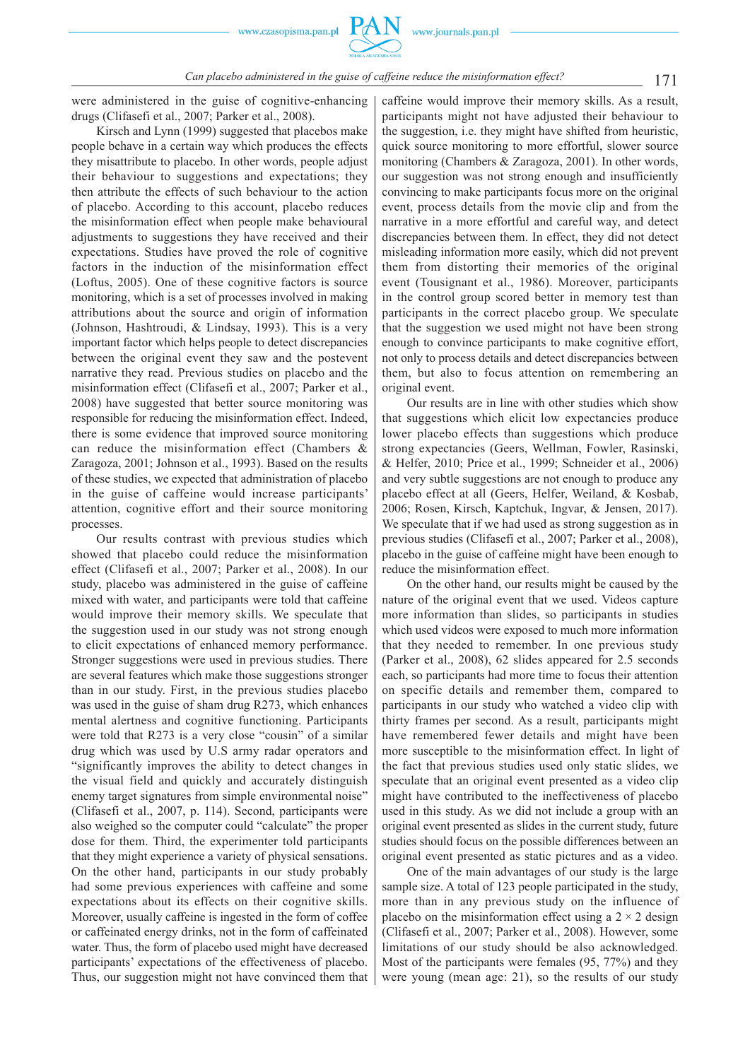were administered in the guise of cognitive-enhancing drugs (Clifasefi et al., 2007; Parker et al., 2008).

Kirsch and Lynn (1999) suggested that placebos make people behave in a certain way which produces the effects they misattribute to placebo. In other words, people adjust their behaviour to suggestions and expectations; they then attribute the effects of such behaviour to the action of placebo. According to this account, placebo reduces the misinformation effect when people make behavioural adjustments to suggestions they have received and their expectations. Studies have proved the role of cognitive factors in the induction of the misinformation effect (Loftus, 2005). One of these cognitive factors is source monitoring, which is a set of processes involved in making attributions about the source and origin of information (Johnson, Hashtroudi, & Lindsay, 1993). This is a very important factor which helps people to detect discrepancies between the original event they saw and the postevent narrative they read. Previous studies on placebo and the misinformation effect (Clifasefi et al., 2007; Parker et al., 2008) have suggested that better source monitoring was responsible for reducing the misinformation effect. Indeed, there is some evidence that improved source monitoring can reduce the misinformation effect (Chambers & Zaragoza, 2001; Johnson et al., 1993). Based on the results of these studies, we expected that administration of placebo in the guise of caffeine would increase participants' attention, cognitive effort and their source monitoring processes.

Our results contrast with previous studies which showed that placebo could reduce the misinformation effect (Clifasefi et al., 2007; Parker et al., 2008). In our study, placebo was administered in the guise of caffeine mixed with water, and participants were told that caffeine would improve their memory skills. We speculate that the suggestion used in our study was not strong enough to elicit expectations of enhanced memory performance. Stronger suggestions were used in previous studies. There are several features which make those suggestions stronger than in our study. First, in the previous studies placebo was used in the guise of sham drug R273, which enhances mental alertness and cognitive functioning. Participants were told that R273 is a very close "cousin" of a similar drug which was used by U.S army radar operators and "significantly improves the ability to detect changes in the visual field and quickly and accurately distinguish enemy target signatures from simple environmental noise" (Clifasefi et al., 2007, p. 114). Second, participants were also weighed so the computer could "calculate" the proper dose for them. Third, the experimenter told participants that they might experience a variety of physical sensations. On the other hand, participants in our study probably had some previous experiences with caffeine and some expectations about its effects on their cognitive skills. Moreover, usually caffeine is ingested in the form of coffee or caffeinated energy drinks, not in the form of caffeinated water. Thus, the form of placebo used might have decreased participants' expectations of the effectiveness of placebo. Thus, our suggestion might not have convinced them that caffeine would improve their memory skills. As a result, participants might not have adjusted their behaviour to the suggestion, i.e. they might have shifted from heuristic, quick source monitoring to more effortful, slower source monitoring (Chambers & Zaragoza, 2001). In other words, our suggestion was not strong enough and insufficiently convincing to make participants focus more on the original event, process details from the movie clip and from the narrative in a more effortful and careful way, and detect discrepancies between them. In effect, they did not detect misleading information more easily, which did not prevent them from distorting their memories of the original event (Tousignant et al., 1986). Moreover, participants in the control group scored better in memory test than participants in the correct placebo group. We speculate that the suggestion we used might not have been strong enough to convince participants to make cognitive effort, not only to process details and detect discrepancies between them, but also to focus attention on remembering an original event.

Our results are in line with other studies which show that suggestions which elicit low expectancies produce lower placebo effects than suggestions which produce strong expectancies (Geers, Wellman, Fowler, Rasinski, & Helfer, 2010; Price et al., 1999; Schneider et al., 2006) and very subtle suggestions are not enough to produce any placebo effect at all (Geers, Helfer, Weiland, & Kosbab, 2006; Rosen, Kirsch, Kaptchuk, Ingvar, & Jensen, 2017). We speculate that if we had used as strong suggestion as in previous studies (Clifasefi et al., 2007; Parker et al., 2008), placebo in the guise of caffeine might have been enough to reduce the misinformation effect.

On the other hand, our results might be caused by the nature of the original event that we used. Videos capture more information than slides, so participants in studies which used videos were exposed to much more information that they needed to remember. In one previous study (Parker et al., 2008), 62 slides appeared for 2.5 seconds each, so participants had more time to focus their attention on specific details and remember them, compared to participants in our study who watched a video clip with thirty frames per second. As a result, participants might have remembered fewer details and might have been more susceptible to the misinformation effect. In light of the fact that previous studies used only static slides, we speculate that an original event presented as a video clip might have contributed to the ineffectiveness of placebo used in this study. As we did not include a group with an original event presented as slides in the current study, future studies should focus on the possible differences between an original event presented as static pictures and as a video.

One of the main advantages of our study is the large sample size. A total of 123 people participated in the study, more than in any previous study on the influence of placebo on the misinformation effect using a $2 \times 2$ design (Clifasefi et al., 2007; Parker et al., 2008). However, some limitations of our study should be also acknowledged. Most of the participants were females (95, 77%) and they were young (mean age: 21), so the results of our study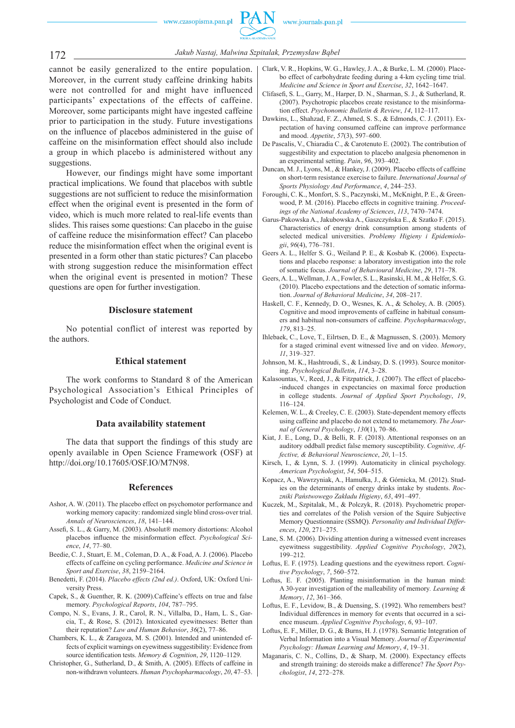cannot be easily generalized to the entire population. Moreover, in the current study caffeine drinking habits were not controlled for and might have influenced participants' expectations of the effects of caffeine. Moreover, some participants might have ingested caffeine prior to participation in the study. Future investigations on the influence of placebos administered in the guise of caffeine on the misinformation effect should also include a group in which placebo is administered without any suggestions.

However, our findings might have some important practical implications. We found that placebos with subtle suggestions are not sufficient to reduce the misinformation effect when the original event is presented in the form of video, which is much more related to real-life events than slides. This raises some questions: Can placebo in the guise of caffeine reduce the misinformation effect? Can placebo reduce the misinformation effect when the original event is presented in a form other than static pictures? Can placebo with strong suggestion reduce the misinformation effect when the original event is presented in motion? These questions are open for further investigation.

## Disclosure statement

No potential conflict of interest was reported by the authors.

## Ethical statement

The work conforms to Standard 8 of the American Psychological Association's Ethical Principles of Psychologist and Code of Conduct.

## Data availability statement

The data that support the findings of this study are openly available in Open Science Framework (OSF) at http://doi.org/10.17605/OSF.IO/M7N98.

## References

Ashor, A. W. (2011). The placebo effect on psychomotor performance and working memory capacity: randomized single blind cross-over trial. *Annals of Neurosciences*, *18*, 141–144.

Assefi, S. L., & Garry, M. (2003). Absolut® memory distortions: Alcohol placebos influence the misinformation effect. *Psychological Science*, *14*, 77–80.

Beedie, C. J., Stuart, E. M., Coleman, D. A., & Foad, A. J. (2006). Placebo effects of caffeine on cycling performance. *Medicine and Science in Sport and Exercise*, *38*, 2159–2164.

Benedetti, F. (2014). *Placebo effects (2nd ed.)*. Oxford, UK: Oxford University Press.

Capek, S., & Guenther, R. K. (2009).Caffeine's effects on true and false memory. *Psychological Reports*, *104*, 787–795.

Compo, N. S., Evans, J. R., Carol, R. N., Villalba, D., Ham, L. S., Garcia, T., & Rose, S. (2012). Intoxicated eyewitnesses: Better than their reputation? *Law and Human Behavior*, *36*(2), 77–86.

Chambers, K. L., & Zaragoza, M. S. (2001). Intended and unintended effects of explicit warnings on eyewitness suggestibility: Evidence from source identification tests. *Memory & Cognition*, *29*, 1120–1129.

Christopher, G., Sutherland, D., & Smith, A. (2005). Effects of caffeine in non-withdrawn volunteers. *Human Psychopharmacology*, *20*, 47–53.

Clark, V. R., Hopkins, W. G., Hawley, J. A., & Burke, L. M. (2000). Placebo effect of carbohydrate feeding during a 4-km cycling time trial. *Medicine and Science in Sport and Exercise*, *32*, 1642–1647.

Clifasefi, S. L., Garry, M., Harper, D. N., Sharman, S. J., & Sutherland, R. (2007). Psychotropic placebos create resistance to the misinformation effect. *Psychonomic Bulletin & Review*, *14*, 112–117.

Dawkins, L., Shahzad, F. Z., Ahmed, S. S., & Edmonds, C. J. (2011). Expectation of having consumed caffeine can improve performance and mood. *Appetite*, *57*(3), 597–600.

De Pascalis, V., Chiaradia C., & Carotenuto E. (2002). The contribution of suggestibility and expectation to placebo analgesia phenomenon in an experimental setting. *Pain*, *96*, 393–402.

Duncan, M. J., Lyons, M., & Hankey, J. (2009). Placebo effects of caffeine on short-term resistance exercise to failure. *International Journal of Sports Physiology And Performance*, *4*, 244–253.

Foroughi, C. K., Monfort, S. S., Paczynski, M., McKnight, P. E., & Greenwood, P. M. (2016). Placebo effects in cognitive training. *Proceedings of the National Academy of Sciences*, *113*, 7470–7474.

Garus-Pakowska A., Jakubowska A., Gaszczyńska E., & Szatko F. (2015). Characteristics of energy drink consumption among students of selected medical universities. *Problemy Higieny i Epidemiologii*, *96*(4), 776–781.

Geers A. L., Helfer S. G., Weiland P. E., & Kosbab K. (2006). Expectations and placebo response: a laboratory investigation into the role of somatic focus. *Journal of Behavioural Medicine*, *29*, 171–78.

Geers, A. L., Wellman, J. A., Fowler, S. L., Rasinski, H. M., & Helfer, S. G. (2010). Placebo expectations and the detection of somatic information. *Journal of Behavioral Medicine*, *34*, 208–217.

Haskell, C. F., Kennedy, D. O., Wesnes, K. A., & Scholey, A. B. (2005). Cognitive and mood improvements of caffeine in habitual consumers and habitual non-consumers of caffeine. *Psychopharmacology*, *179*, 813–25.

Ihlebaek, C., Love, T., Eilrtsen, D. E., & Magnussen, S. (2003). Memory for a staged criminal event witnessed live and on video. *Memory*, *11*, 319–327.

Johnson, M. K., Hashtroudi, S., & Lindsay, D. S. (1993). Source monitoring. *Psychological Bulletin*, *114*, 3–28.

Kalasountas, V., Reed, J., & Fitzpatrick, J. (2007). The effect of placebo-induced changes in expectancies on maximal force production in college students. *Journal of Applied Sport Psychology*, *19*, 116–124.

Kelemen, W. L., & Creeley, C. E. (2003). State-dependent memory effects using caffeine and placebo do not extend to metamemory. *The Journal of General Psychology*, *130*(1), 70–86.

Kiat, J. E., Long, D., & Belli, R. F. (2018). Attentional responses on an auditory oddball predict false memory susceptibility. *Cognitive, Affective, & Behavioral Neuroscience*, *20*, 1–15.

Kirsch, I., & Lynn, S. J. (1999). Automaticity in clinical psychology. *American Psychologist*, *54*, 504–515.

Kopacz, A., Wawrzyniak, A., Hamułka, J., & Górnicka, M. (2012). Studies on the determinants of energy drinks intake by students. *Roczniki Państwowego Zakładu Higieny*, *63*, 491–497.

Kuczek, M., Szpitalak, M., & Polczyk, R. (2018). Psychometric properties and correlates of the Polish version of the Squire Subjective Memory Questionnaire (SSMQ). *Personality and Individual Differences*, *120*, 271–275.

Lane, S. M. (2006). Dividing attention during a witnessed event increases eyewitness suggestibility. *Applied Cognitive Psychology*, *20*(2), 199–212.

Loftus, E. F. (1975). Leading questions and the eyewitness report. *Cognitive Psychology*, *7*, 560–572.

Loftus, E. F. (2005). Planting misinformation in the human mind: A 30-year investigation of the malleability of memory. *Learning & Memory*, *12*, 361–366.

Loftus, E. F., Levidow, B., & Duensing, S. (1992). Who remembers best? Individual differences in memory for events that occurred in a science museum. *Applied Cognitive Psychology*, *6*, 93–107.

Loftus, E. F., Miller, D. G., & Burns, H. J. (1978). Semantic Integration of Verbal Information into a Visual Memory. *Journal of Experimental Psychology: Human Learning and Memory*, *4*, 19–31.

Maganaris, C. N., Collins, D., & Sharp, M. (2000). Expectancy effects and strength training: do steroids make a difference? *The Sport Psychologist*, *14*, 272–278.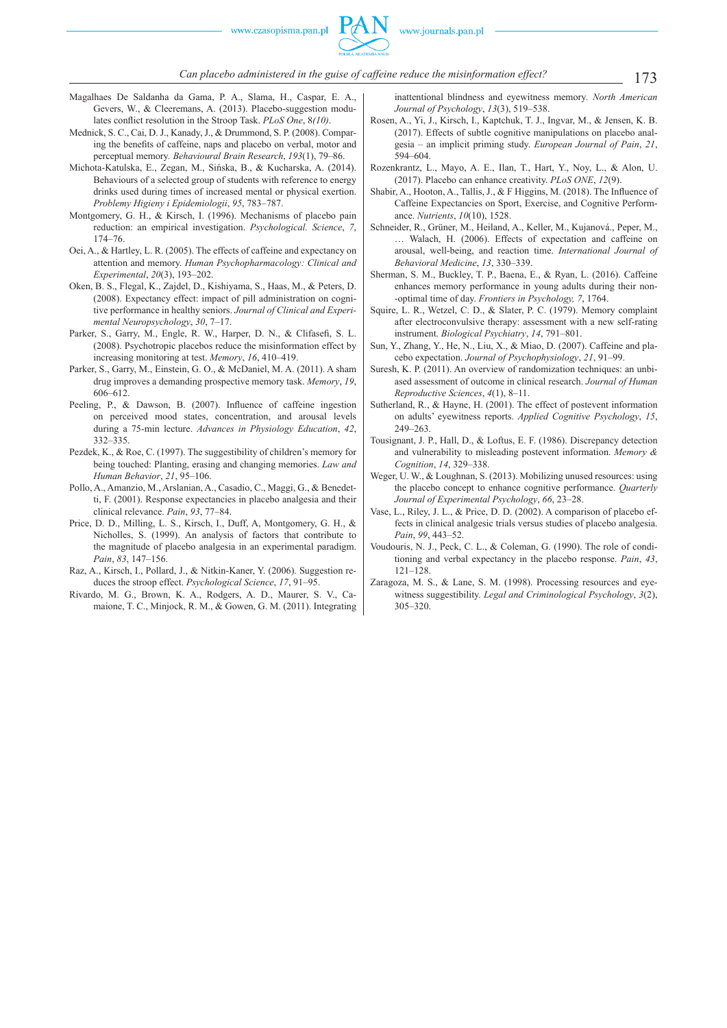Magalhaes De Saldanha da Gama, P. A., Slama, H., Caspar, E. A., Gevers, W., & Cleeremans, A. (2013). Placebo-suggestion modulates conflict resolution in the Stroop Task. *PLoS One*, 8*(10)*.

Mednick, S. C., Cai, D. J., Kanady, J., & Drummond, S. P. (2008). Comparing the benefits of caffeine, naps and placebo on verbal, motor and perceptual memory. *Behavioural Brain Research*, *193*(1), 79–86.

Michota-Katulska, E., Zegan, M., Sińska, B., & Kucharska, A. (2014). Behaviours of a selected group of students with reference to energy drinks used during times of increased mental or physical exertion. *Problemy Higieny i Epidemiologii*, *95*, 783–787.

Montgomery, G. H., & Kirsch, I. (1996). Mechanisms of placebo pain reduction: an empirical investigation. *Psychological. Science*, *7*, 174–76.

Oei, A., & Hartley, L. R. (2005). The effects of caffeine and expectancy on attention and memory. *Human Psychopharmacology: Clinical and Experimental*, *20*(3), 193–202.

Oken, B. S., Flegal, K., Zajdel, D., Kishiyama, S., Haas, M., & Peters, D. (2008). Expectancy effect: impact of pill administration on cognitive performance in healthy seniors. *Journal of Clinical and Experimental Neuropsychology*, *30*, 7–17.

Parker, S., Garry, M., Engle, R. W., Harper, D. N., & Clifasefi, S. L. (2008). Psychotropic placebos reduce the misinformation effect by increasing monitoring at test. *Memory*, *16*, 410–419.

Parker, S., Garry, M., Einstein, G. O., & McDaniel, M. A. (2011). A sham drug improves a demanding prospective memory task. *Memory*, *19*, 606–612.

Peeling, P., & Dawson, B. (2007). Influence of caffeine ingestion on perceived mood states, concentration, and arousal levels during a 75-min lecture. *Advances in Physiology Education*, *42*, 332–335.

Pezdek, K., & Roe, C. (1997). The suggestibility of children's memory for being touched: Planting, erasing and changing memories. *Law and Human Behavior*, *21*, 95–106.

Pollo, A., Amanzio, M., Arslanian, A., Casadio, C., Maggi, G., & Benedetti, F. (2001). Response expectancies in placebo analgesia and their clinical relevance. *Pain*, *93*, 77–84.

Price, D. D., Milling, L. S., Kirsch, I., Duff, A, Montgomery, G. H., & Nicholles, S. (1999). An analysis of factors that contribute to the magnitude of placebo analgesia in an experimental paradigm. *Pain*, *83*, 147–156.

Raz, A., Kirsch, I., Pollard, J., & Nitkin-Kaner, Y. (2006). Suggestion reduces the stroop effect. *Psychological Science*, *17*, 91–95.

Rivardo, M. G., Brown, K. A., Rodgers, A. D., Maurer, S. V., Camaione, T. C., Minjock, R. M., & Gowen, G. M. (2011). Integrating inattentional blindness and eyewitness memory. *North American Journal of Psychology*, *13*(3), 519–538.

Rosen, A., Yi, J., Kirsch, I., Kaptchuk, T. J., Ingvar, M., & Jensen, K. B. (2017). Effects of subtle cognitive manipulations on placebo analgesia – an implicit priming study. *European Journal of Pain*, *21*, 594–604.

Rozenkrantz, L., Mayo, A. E., Ilan, T., Hart, Y., Noy, L., & Alon, U. (2017). Placebo can enhance creativity. *PLoS ONE*, *12*(9).

Shabir, A., Hooton, A., Tallis, J., & F Higgins, M. (2018). The Influence of Caffeine Expectancies on Sport, Exercise, and Cognitive Performance. *Nutrients*, *10*(10), 1528.

Schneider, R., Grüner, M., Heiland, A., Keller, M., Kujanová., Peper, M., … Walach, H. (2006). Effects of expectation and caffeine on arousal, well-being, and reaction time. *International Journal of Behavioral Medicine*, *13*, 330–339.

Sherman, S. M., Buckley, T. P., Baena, E., & Ryan, L. (2016). Caffeine enhances memory performance in young adults during their non-optimal time of day. *Frontiers in Psychology, 7*, 1764.

Squire, L. R., Wetzel, C. D., & Slater, P. C. (1979). Memory complaint after electroconvulsive therapy: assessment with a new self-rating instrument. *Biological Psychiatry*, *14*, 791–801.

Sun, Y., Zhang, Y., He, N., Liu, X., & Miao, D. (2007). Caffeine and placebo expectation. *Journal of Psychophysiology*, *21*, 91–99.

Suresh, K. P. (2011). An overview of randomization techniques: an unbiased assessment of outcome in clinical research. *Journal of Human Reproductive Sciences*, *4*(1), 8–11.

Sutherland, R., & Hayne, H. (2001). The effect of postevent information on adults' eyewitness reports. *Applied Cognitive Psychology*, *15*, 249–263.

Tousignant, J. P., Hall, D., & Loftus, E. F. (1986). Discrepancy detection and vulnerability to misleading postevent information. *Memory & Cognition*, *14*, 329–338.

Weger, U. W., & Loughnan, S. (2013). Mobilizing unused resources: using the placebo concept to enhance cognitive performance. *Quarterly Journal of Experimental Psychology*, *66*, 23–28.

Vase, L., Riley, J. L., & Price, D. D. (2002). A comparison of placebo effects in clinical analgesic trials versus studies of placebo analgesia. *Pain*, *99*, 443–52.

Voudouris, N. J., Peck, C. L., & Coleman, G. (1990). The role of conditioning and verbal expectancy in the placebo response. *Pain*, *43*, 121–128.

Zaragoza, M. S., & Lane, S. M. (1998). Processing resources and eyewitness suggestibility. *Legal and Criminological Psychology*, *3*(2), 305–320.